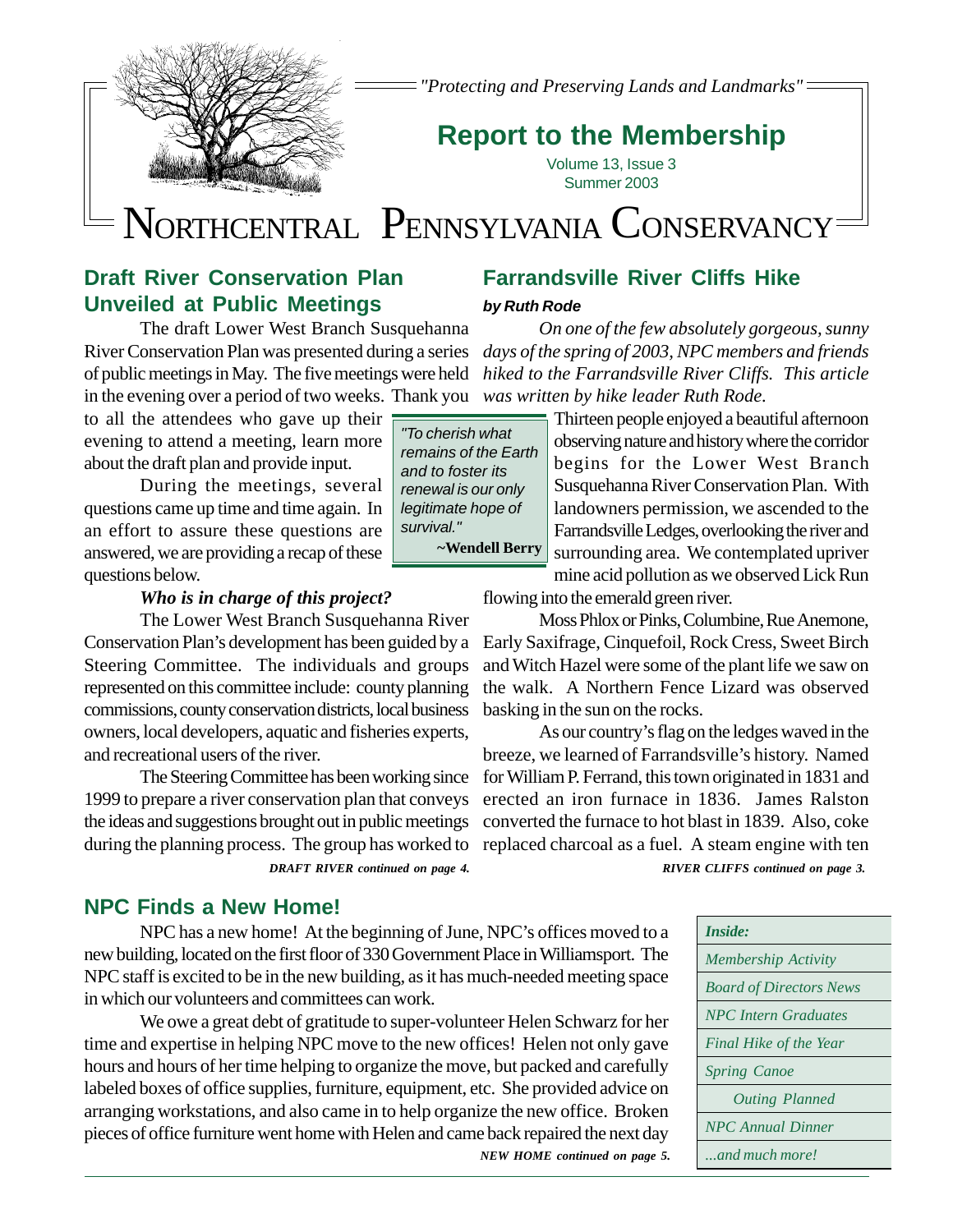*"Protecting and Preserving Lands and Landmarks"*

# Report to the Membership

Volume 13, Issue 3
Summer 2003

# NORTHCENTRAL PENNSYLVANIA CONSERVANCY

## Draft River Conservation Plan Unveiled at Public Meetings

The draft Lower West Branch Susquehanna River Conservation Plan was presented during a series of public meetings in May. The five meetings were held in the evening over a period of two weeks. Thank you to all the attendees who gave up their evening to attend a meeting, learn more about the draft plan and provide input.

During the meetings, several questions came up time and time again. In an effort to assure these questions are answered, we are providing a recap of these questions below.

***Who is in charge of this project?***

The Lower West Branch Susquehanna River Conservation Plan's development has been guided by a Steering Committee. The individuals and groups represented on this committee include: county planning commissions, county conservation districts, local business owners, local developers, aquatic and fisheries experts, and recreational users of the river.

The Steering Committee has been working since 1999 to prepare a river conservation plan that conveys the ideas and suggestions brought out in public meetings during the planning process. The group has worked to

***DRAFT RIVER continued on page 4.***

## Farrandsville River Cliffs Hike

***by Ruth Rode***

*On one of the few absolutely gorgeous, sunny days of the spring of 2003, NPC members and friends hiked to the Farrandsville River Cliffs. This article was written by hike leader Ruth Rode.*

> *"To cherish what remains of the Earth and to foster its renewal is our only legitimate hope of survival."*
>
> **~Wendell Berry**

Thirteen people enjoyed a beautiful afternoon observing nature and history where the corridor begins for the Lower West Branch Susquehanna River Conservation Plan. With landowners permission, we ascended to the Farrandsville Ledges, overlooking the river and surrounding area. We contemplated upriver mine acid pollution as we observed Lick Run flowing into the emerald green river.

Moss Phlox or Pinks, Columbine, Rue Anemone, Early Saxifrage, Cinquefoil, Rock Cress, Sweet Birch and Witch Hazel were some of the plant life we saw on the walk. A Northern Fence Lizard was observed basking in the sun on the rocks.

As our country's flag on the ledges waved in the breeze, we learned of Farrandsville's history. Named for William P. Ferrand, this town originated in 1831 and erected an iron furnace in 1836. James Ralston converted the furnace to hot blast in 1839. Also, coke replaced charcoal as a fuel. A steam engine with ten

***RIVER CLIFFS continued on page 3.***

## NPC Finds a New Home!

NPC has a new home! At the beginning of June, NPC's offices moved to a new building, located on the first floor of 330 Government Place in Williamsport. The NPC staff is excited to be in the new building, as it has much-needed meeting space in which our volunteers and committees can work.

We owe a great debt of gratitude to super-volunteer Helen Schwarz for her time and expertise in helping NPC move to the new offices! Helen not only gave hours and hours of her time helping to organize the move, but packed and carefully labeled boxes of office supplies, furniture, equipment, etc. She provided advice on arranging workstations, and also came in to help organize the new office. Broken pieces of office furniture went home with Helen and came back repaired the next day

***NEW HOME continued on page 5.***

***Inside:***

- *Membership Activity*
- *Board of Directors News*
- *NPC Intern Graduates*
- *Final Hike of the Year*
- *Spring Canoe Outing Planned*
- *NPC Annual Dinner*
- *...and much more!*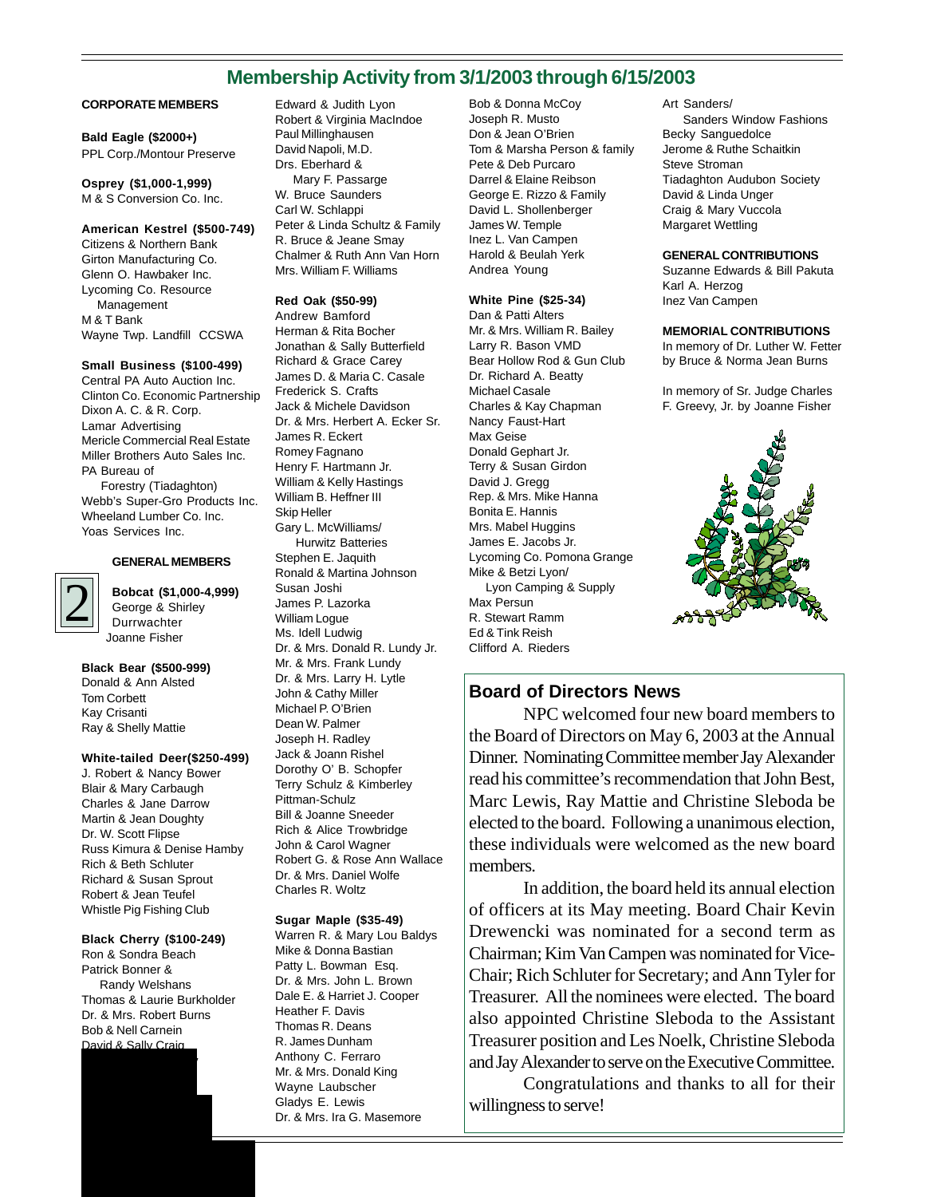## Membership Activity from 3/1/2003 through 6/15/2003

**CORPORATE MEMBERS**

**Bald Eagle ($2000+)**
PPL Corp./Montour Preserve

**Osprey ($1,000-1,999)**
M & S Conversion Co. Inc.

**American Kestrel ($500-749)**
Citizens & Northern Bank
Girton Manufacturing Co.
Glenn O. Hawbaker Inc.
Lycoming Co. Resource Management
M & T Bank
Wayne Twp. Landfill CCSWA

**Small Business ($100-499)**
Central PA Auto Auction Inc.
Clinton Co. Economic Partnership
Dixon A. C. & R. Corp.
Lamar Advertising
Mericle Commercial Real Estate
Miller Brothers Auto Sales Inc.
PA Bureau of Forestry (Tiadaghton)
Webb's Super-Gro Products Inc.
Wheeland Lumber Co. Inc.
Yoas Services Inc.

**GENERAL MEMBERS**

**Bobcat ($1,000-4,999)**
George & Shirley Durrwachter
Joanne Fisher

**Black Bear ($500-999)**
Donald & Ann Alsted
Tom Corbett
Kay Crisanti
Ray & Shelly Mattie

**White-tailed Deer($250-499)**
J. Robert & Nancy Bower
Blair & Mary Carbaugh
Charles & Jane Darrow
Martin & Jean Doughty
Dr. W. Scott Flipse
Russ Kimura & Denise Hamby
Rich & Beth Schluter
Richard & Susan Sprout
Robert & Jean Teufel
Whistle Pig Fishing Club

**Black Cherry ($100-249)**
Ron & Sondra Beach
Patrick Bonner & Randy Welshans
Thomas & Laurie Burkholder
Dr. & Mrs. Robert Burns
Bob & Nell Carnein
David & Sally Craig
Edward & Judith Lyon
Robert & Virginia MacIndoe
Paul Millinghausen
David Napoli, M.D.
Drs. Eberhard & Mary F. Passarge
W. Bruce Saunders
Carl W. Schlappi
Peter & Linda Schultz & Family
R. Bruce & Jeane Smay
Chalmer & Ruth Ann Van Horn
Mrs. William F. Williams

**Red Oak ($50-99)**
Andrew Bamford
Herman & Rita Bocher
Jonathan & Sally Butterfield
Richard & Grace Carey
James D. & Maria C. Casale
Frederick S. Crafts
Jack & Michele Davidson
Dr. & Mrs. Herbert A. Ecker Sr.
James R. Eckert
Romey Fagnano
Henry F. Hartmann Jr.
William & Kelly Hastings
William B. Heffner III
Skip Heller
Gary L. McWilliams/ Hurwitz Batteries
Stephen E. Jaquith
Ronald & Martina Johnson
Susan Joshi
James P. Lazorka
William Logue
Ms. Idell Ludwig
Dr. & Mrs. Donald R. Lundy Jr.
Mr. & Mrs. Frank Lundy
Dr. & Mrs. Larry H. Lytle
John & Cathy Miller
Michael P. O'Brien
Dean W. Palmer
Joseph H. Radley
Jack & Joann Rishel
Dorothy O' B. Schopfer
Terry Schulz & Kimberley Pittman-Schulz
Bill & Joanne Sneeder
Rich & Alice Trowbridge
John & Carol Wagner
Robert G. & Rose Ann Wallace
Dr. & Mrs. Daniel Wolfe
Charles R. Woltz

**Sugar Maple ($35-49)**
Warren R. & Mary Lou Baldys
Mike & Donna Bastian
Patty L. Bowman Esq.
Dr. & Mrs. John L. Brown
Dale E. & Harriet J. Cooper
Heather F. Davis
Thomas R. Deans
R. James Dunham
Anthony C. Ferraro
Mr. & Mrs. Donald King
Wayne Laubscher
Gladys E. Lewis
Dr. & Mrs. Ira G. Masemore
Bob & Donna McCoy
Joseph R. Musto
Don & Jean O'Brien
Tom & Marsha Person & family
Pete & Deb Purcaro
Darrel & Elaine Reibson
George E. Rizzo & Family
David L. Shollenberger
James W. Temple
Inez L. Van Campen
Harold & Beulah Yerk
Andrea Young

**White Pine ($25-34)**
Dan & Patti Alters
Mr. & Mrs. William R. Bailey
Larry R. Bason VMD
Bear Hollow Rod & Gun Club
Dr. Richard A. Beatty
Michael Casale
Charles & Kay Chapman
Nancy Faust-Hart
Max Geise
Donald Gephart Jr.
Terry & Susan Girdon
David J. Gregg
Rep. & Mrs. Mike Hanna
Bonita E. Hannis
Mrs. Mabel Huggins
James E. Jacobs Jr.
Lycoming Co. Pomona Grange
Mike & Betzi Lyon/ Lyon Camping & Supply
Max Persun
R. Stewart Ramm
Ed & Tink Reish
Clifford A. Rieders
Art Sanders/ Sanders Window Fashions
Becky Sanguedolce
Jerome & Ruthe Schaitkin
Steve Stroman
Tiadaghton Audubon Society
David & Linda Unger
Craig & Mary Vuccola
Margaret Wettling

**GENERAL CONTRIBUTIONS**
Suzanne Edwards & Bill Pakuta
Karl A. Herzog
Inez Van Campen

**MEMORIAL CONTRIBUTIONS**
In memory of Dr. Luther W. Fetter by Bruce & Norma Jean Burns

In memory of Sr. Judge Charles F. Greevy, Jr. by Joanne Fisher

## Board of Directors News

NPC welcomed four new board members to the Board of Directors on May 6, 2003 at the Annual Dinner. Nominating Committee member Jay Alexander read his committee's recommendation that John Best, Marc Lewis, Ray Mattie and Christine Sleboda be elected to the board. Following a unanimous election, these individuals were welcomed as the new board members.

In addition, the board held its annual election of officers at its May meeting. Board Chair Kevin Drewencki was nominated for a second term as Chairman; Kim Van Campen was nominated for Vice-Chair; Rich Schluter for Secretary; and Ann Tyler for Treasurer. All the nominees were elected. The board also appointed Christine Sleboda to the Assistant Treasurer position and Les Noelk, Christine Sleboda and Jay Alexander to serve on the Executive Committee.

Congratulations and thanks to all for their willingness to serve!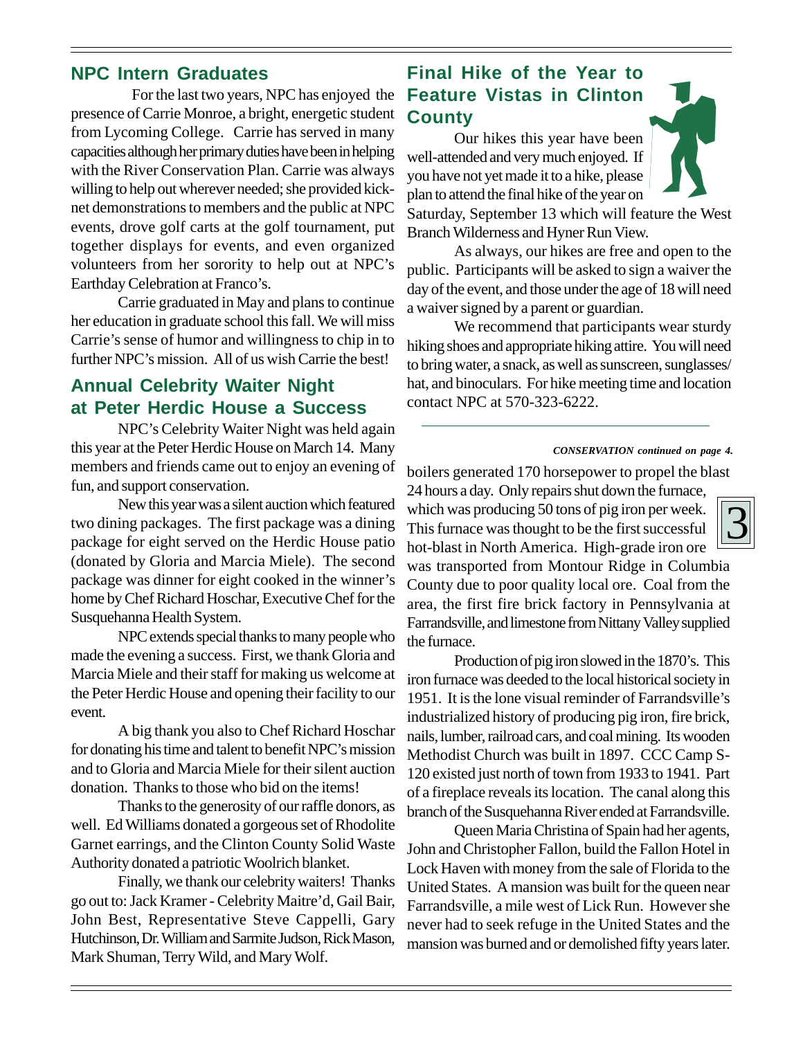## NPC Intern Graduates

For the last two years, NPC has enjoyed the presence of Carrie Monroe, a bright, energetic student from Lycoming College. Carrie has served in many capacities although her primary duties have been in helping with the River Conservation Plan. Carrie was always willing to help out wherever needed; she provided kick-net demonstrations to members and the public at NPC events, drove golf carts at the golf tournament, put together displays for events, and even organized volunteers from her sorority to help out at NPC's Earthday Celebration at Franco's.

Carrie graduated in May and plans to continue her education in graduate school this fall. We will miss Carrie's sense of humor and willingness to chip in to further NPC's mission. All of us wish Carrie the best!

## Annual Celebrity Waiter Night at Peter Herdic House a Success

NPC's Celebrity Waiter Night was held again this year at the Peter Herdic House on March 14. Many members and friends came out to enjoy an evening of fun, and support conservation.

New this year was a silent auction which featured two dining packages. The first package was a dining package for eight served on the Herdic House patio (donated by Gloria and Marcia Miele). The second package was dinner for eight cooked in the winner's home by Chef Richard Hoschar, Executive Chef for the Susquehanna Health System.

NPC extends special thanks to many people who made the evening a success. First, we thank Gloria and Marcia Miele and their staff for making us welcome at the Peter Herdic House and opening their facility to our event.

A big thank you also to Chef Richard Hoschar for donating his time and talent to benefit NPC's mission and to Gloria and Marcia Miele for their silent auction donation. Thanks to those who bid on the items!

Thanks to the generosity of our raffle donors, as well. Ed Williams donated a gorgeous set of Rhodolite Garnet earrings, and the Clinton County Solid Waste Authority donated a patriotic Woolrich blanket.

Finally, we thank our celebrity waiters! Thanks go out to: Jack Kramer - Celebrity Maitre'd, Gail Bair, John Best, Representative Steve Cappelli, Gary Hutchinson, Dr. William and Sarmite Judson, Rick Mason, Mark Shuman, Terry Wild, and Mary Wolf.

## Final Hike of the Year to Feature Vistas in Clinton County

Our hikes this year have been well-attended and very much enjoyed. If you have not yet made it to a hike, please plan to attend the final hike of the year on Saturday, September 13 which will feature the West Branch Wilderness and Hyner Run View.

As always, our hikes are free and open to the public. Participants will be asked to sign a waiver the day of the event, and those under the age of 18 will need a waiver signed by a parent or guardian.

We recommend that participants wear sturdy hiking shoes and appropriate hiking attire. You will need to bring water, a snack, as well as sunscreen, sunglasses/hat, and binoculars. For hike meeting time and location contact NPC at 570-323-6222.

---

***CONSERVATION continued on page 4.***

boilers generated 170 horsepower to propel the blast 24 hours a day. Only repairs shut down the furnace, which was producing 50 tons of pig iron per week. This furnace was thought to be the first successful hot-blast in North America. High-grade iron ore was transported from Montour Ridge in Columbia County due to poor quality local ore. Coal from the area, the first fire brick factory in Pennsylvania at Farrandsville, and limestone from Nittany Valley supplied the furnace.

Production of pig iron slowed in the 1870's. This iron furnace was deeded to the local historical society in 1951. It is the lone visual reminder of Farrandsville's industrialized history of producing pig iron, fire brick, nails, lumber, railroad cars, and coal mining. Its wooden Methodist Church was built in 1897. CCC Camp S-120 existed just north of town from 1933 to 1941. Part of a fireplace reveals its location. The canal along this branch of the Susquehanna River ended at Farrandsville.

Queen Maria Christina of Spain had her agents, John and Christopher Fallon, build the Fallon Hotel in Lock Haven with money from the sale of Florida to the United States. A mansion was built for the queen near Farrandsville, a mile west of Lick Run. However she never had to seek refuge in the United States and the mansion was burned and or demolished fifty years later.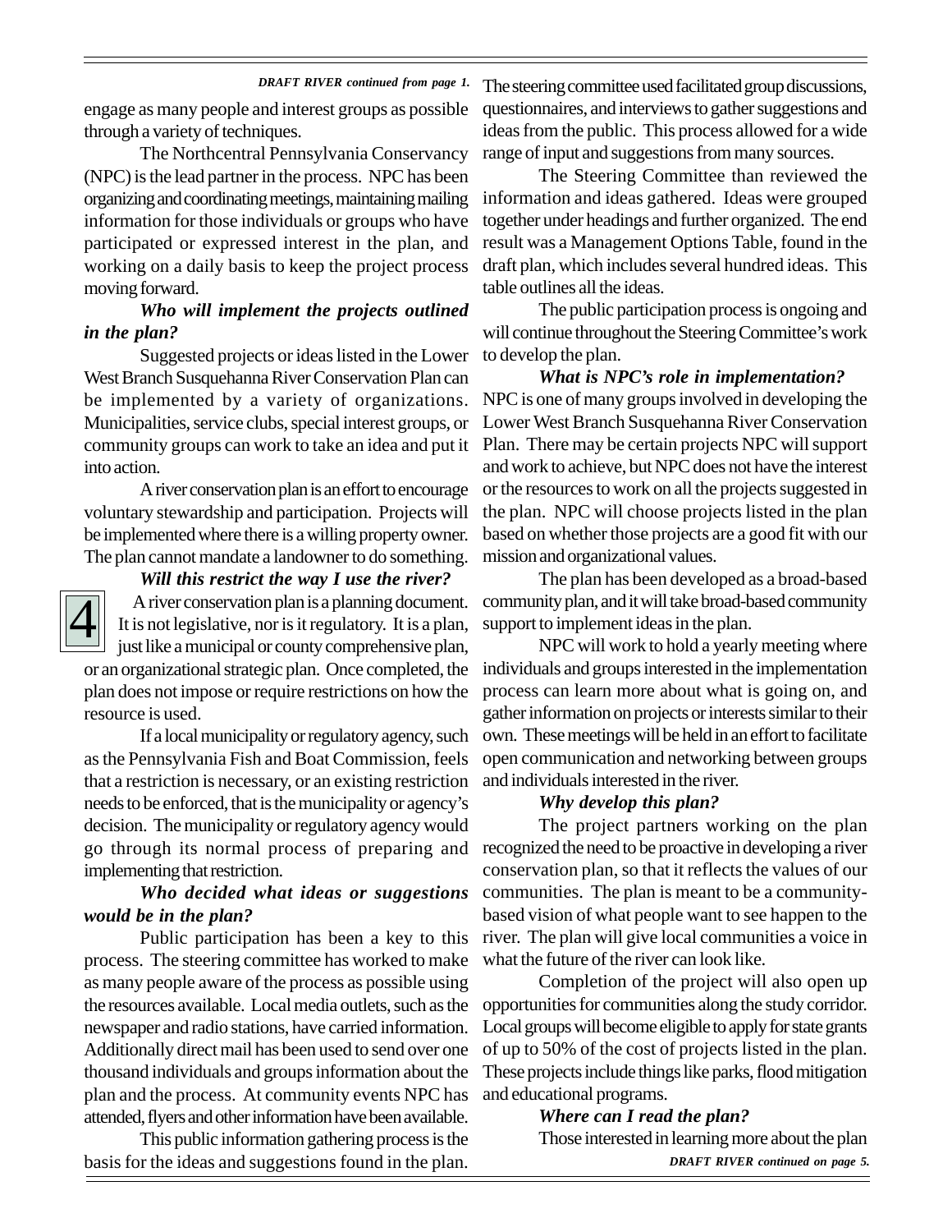*DRAFT RIVER continued from page 1.*

engage as many people and interest groups as possible through a variety of techniques.

The Northcentral Pennsylvania Conservancy (NPC) is the lead partner in the process. NPC has been organizing and coordinating meetings, maintaining mailing information for those individuals or groups who have participated or expressed interest in the plan, and working on a daily basis to keep the project process moving forward.

***Who will implement the projects outlined in the plan?***

Suggested projects or ideas listed in the Lower West Branch Susquehanna River Conservation Plan can be implemented by a variety of organizations. Municipalities, service clubs, special interest groups, or community groups can work to take an idea and put it into action.

A river conservation plan is an effort to encourage voluntary stewardship and participation. Projects will be implemented where there is a willing property owner. The plan cannot mandate a landowner to do something.

***Will this restrict the way I use the river?***

A river conservation plan is a planning document. It is not legislative, nor is it regulatory. It is a plan, just like a municipal or county comprehensive plan, or an organizational strategic plan. Once completed, the plan does not impose or require restrictions on how the resource is used.

If a local municipality or regulatory agency, such as the Pennsylvania Fish and Boat Commission, feels that a restriction is necessary, or an existing restriction needs to be enforced, that is the municipality or agency's decision. The municipality or regulatory agency would go through its normal process of preparing and implementing that restriction.

***Who decided what ideas or suggestions would be in the plan?***

Public participation has been a key to this process. The steering committee has worked to make as many people aware of the process as possible using the resources available. Local media outlets, such as the newspaper and radio stations, have carried information. Additionally direct mail has been used to send over one thousand individuals and groups information about the plan and the process. At community events NPC has attended, flyers and other information have been available.

This public information gathering process is the basis for the ideas and suggestions found in the plan. The steering committee used facilitated group discussions, questionnaires, and interviews to gather suggestions and ideas from the public. This process allowed for a wide range of input and suggestions from many sources.

The Steering Committee than reviewed the information and ideas gathered. Ideas were grouped together under headings and further organized. The end result was a Management Options Table, found in the draft plan, which includes several hundred ideas. This table outlines all the ideas.

The public participation process is ongoing and will continue throughout the Steering Committee's work to develop the plan.

***What is NPC's role in implementation?***

NPC is one of many groups involved in developing the Lower West Branch Susquehanna River Conservation Plan. There may be certain projects NPC will support and work to achieve, but NPC does not have the interest or the resources to work on all the projects suggested in the plan. NPC will choose projects listed in the plan based on whether those projects are a good fit with our mission and organizational values.

The plan has been developed as a broad-based community plan, and it will take broad-based community support to implement ideas in the plan.

NPC will work to hold a yearly meeting where individuals and groups interested in the implementation process can learn more about what is going on, and gather information on projects or interests similar to their own. These meetings will be held in an effort to facilitate open communication and networking between groups and individuals interested in the river.

***Why develop this plan?***

The project partners working on the plan recognized the need to be proactive in developing a river conservation plan, so that it reflects the values of our communities. The plan is meant to be a community-based vision of what people want to see happen to the river. The plan will give local communities a voice in what the future of the river can look like.

Completion of the project will also open up opportunities for communities along the study corridor. Local groups will become eligible to apply for state grants of up to 50% of the cost of projects listed in the plan. These projects include things like parks, flood mitigation and educational programs.

***Where can I read the plan?***

Those interested in learning more about the plan

*DRAFT RIVER continued on page 5.*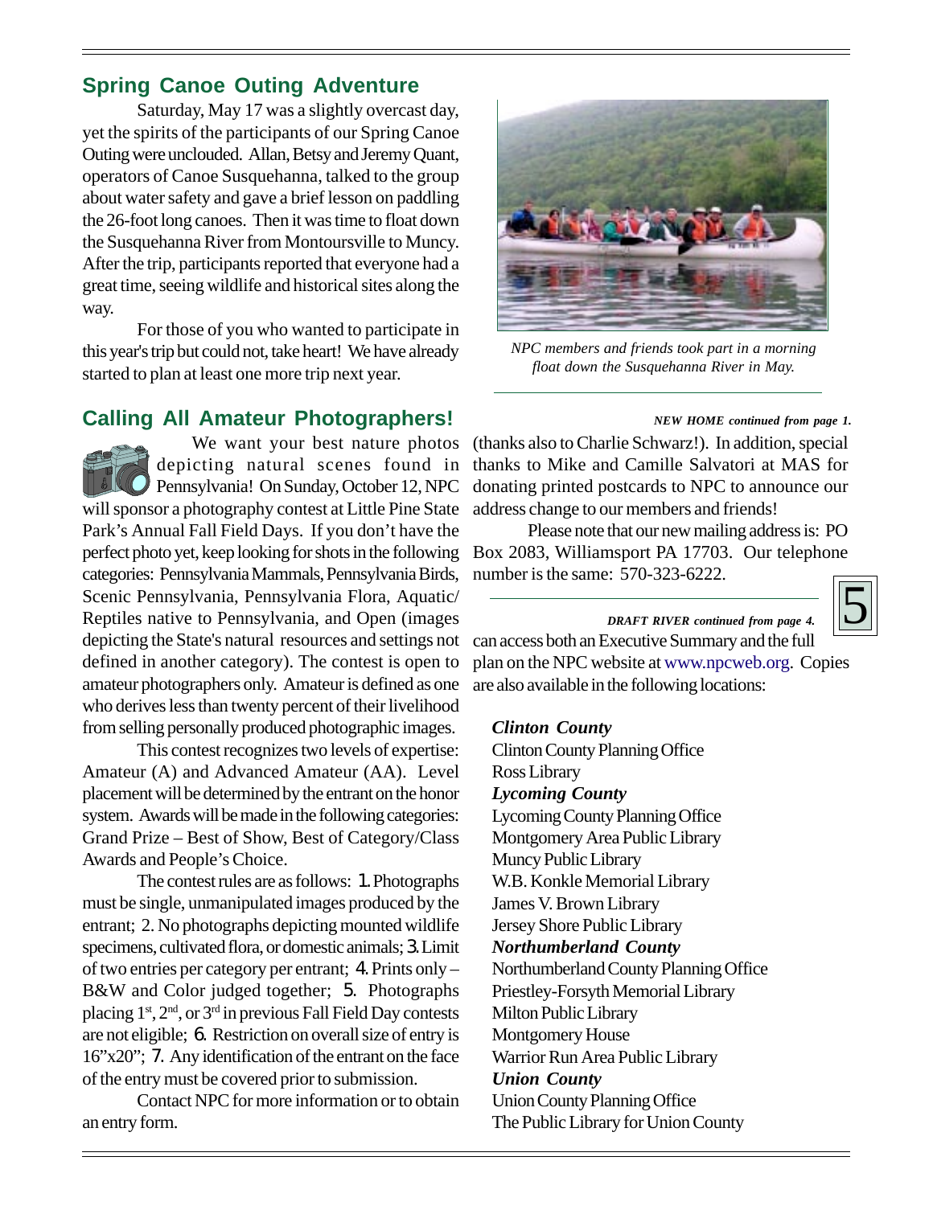## Spring Canoe Outing Adventure

Saturday, May 17 was a slightly overcast day, yet the spirits of the participants of our Spring Canoe Outing were unclouded. Allan, Betsy and Jeremy Quant, operators of Canoe Susquehanna, talked to the group about water safety and gave a brief lesson on paddling the 26-foot long canoes. Then it was time to float down the Susquehanna River from Montoursville to Muncy. After the trip, participants reported that everyone had a great time, seeing wildlife and historical sites along the way.

For those of you who wanted to participate in this year's trip but could not, take heart! We have already started to plan at least one more trip next year.

*NPC members and friends took part in a morning float down the Susquehanna River in May.*

## Calling All Amateur Photographers!

We want your best nature photos depicting natural scenes found in Pennsylvania! On Sunday, October 12, NPC will sponsor a photography contest at Little Pine State Park's Annual Fall Field Days. If you don't have the perfect photo yet, keep looking for shots in the following categories: Pennsylvania Mammals, Pennsylvania Birds, Scenic Pennsylvania, Pennsylvania Flora, Aquatic/Reptiles native to Pennsylvania, and Open (images depicting the State's natural resources and settings not defined in another category). The contest is open to amateur photographers only. Amateur is defined as one who derives less than twenty percent of their livelihood from selling personally produced photographic images.

This contest recognizes two levels of expertise: Amateur (A) and Advanced Amateur (AA). Level placement will be determined by the entrant on the honor system. Awards will be made in the following categories: Grand Prize – Best of Show, Best of Category/Class Awards and People's Choice.

The contest rules are as follows: 1. Photographs must be single, unmanipulated images produced by the entrant; 2. No photographs depicting mounted wildlife specimens, cultivated flora, or domestic animals; 3. Limit of two entries per category per entrant; 4. Prints only – B&W and Color judged together; 5. Photographs placing 1st, 2nd, or 3rd in previous Fall Field Day contests are not eligible; 6. Restriction on overall size of entry is 16"x20"; 7. Any identification of the entrant on the face of the entry must be covered prior to submission.

Contact NPC for more information or to obtain an entry form.

***NEW HOME continued from page 1.***

(thanks also to Charlie Schwarz!). In addition, special thanks to Mike and Camille Salvatori at MAS for donating printed postcards to NPC to announce our address change to our members and friends!

Please note that our new mailing address is: PO Box 2083, Williamsport PA 17703. Our telephone number is the same: 570-323-6222.

***DRAFT RIVER continued from page 4.***

can access both an Executive Summary and the full plan on the NPC website at www.npcweb.org. Copies are also available in the following locations:

***Clinton County***
Clinton County Planning Office
Ross Library

***Lycoming County***
Lycoming County Planning Office
Montgomery Area Public Library
Muncy Public Library
W.B. Konkle Memorial Library
James V. Brown Library
Jersey Shore Public Library

***Northumberland County***
Northumberland County Planning Office
Priestley-Forsyth Memorial Library
Milton Public Library
Montgomery House
Warrior Run Area Public Library

***Union County***
Union County Planning Office
The Public Library for Union County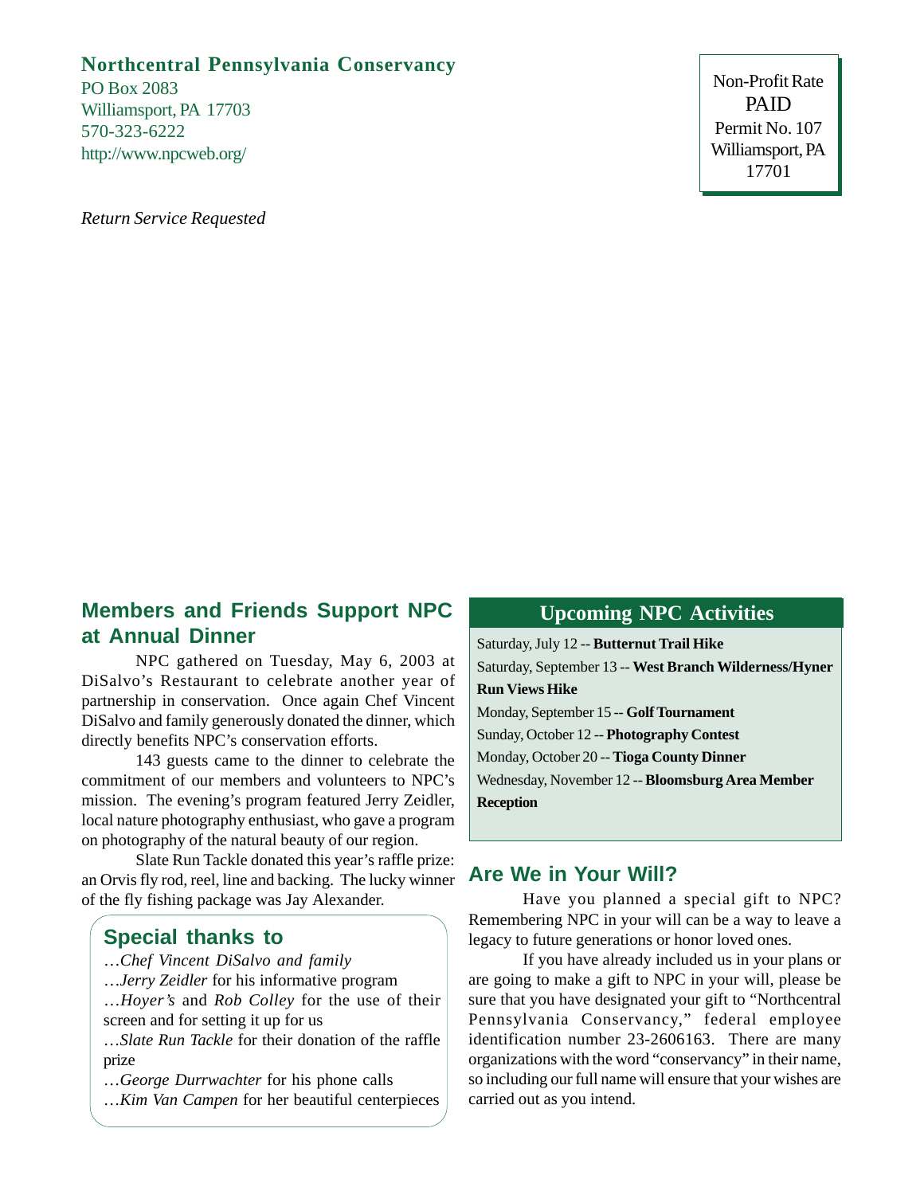**Northcentral Pennsylvania Conservancy**
PO Box 2083
Williamsport, PA 17703
570-323-6222
http://www.npcweb.org/

*Return Service Requested*

Non-Profit Rate
PAID
Permit No. 107
Williamsport, PA
17701

## Members and Friends Support NPC at Annual Dinner

NPC gathered on Tuesday, May 6, 2003 at DiSalvo's Restaurant to celebrate another year of partnership in conservation. Once again Chef Vincent DiSalvo and family generously donated the dinner, which directly benefits NPC's conservation efforts.

143 guests came to the dinner to celebrate the commitment of our members and volunteers to NPC's mission. The evening's program featured Jerry Zeidler, local nature photography enthusiast, who gave a program on photography of the natural beauty of our region.

Slate Run Tackle donated this year's raffle prize: an Orvis fly rod, reel, line and backing. The lucky winner of the fly fishing package was Jay Alexander.

### Special thanks to

…*Chef Vincent DiSalvo and family*
…*Jerry Zeidler* for his informative program
…*Hoyer's* and *Rob Colley* for the use of their screen and for setting it up for us
…*Slate Run Tackle* for their donation of the raffle prize
…*George Durrwachter* for his phone calls
…*Kim Van Campen* for her beautiful centerpieces

## Upcoming NPC Activities

Saturday, July 12 -- **Butternut Trail Hike**
Saturday, September 13 -- **West Branch Wilderness/Hyner Run Views Hike**
Monday, September 15 -- **Golf Tournament**
Sunday, October 12 -- **Photography Contest**
Monday, October 20 -- **Tioga County Dinner**
Wednesday, November 12 -- **Bloomsburg Area Member Reception**

## Are We in Your Will?

Have you planned a special gift to NPC? Remembering NPC in your will can be a way to leave a legacy to future generations or honor loved ones.

If you have already included us in your plans or are going to make a gift to NPC in your will, please be sure that you have designated your gift to "Northcentral Pennsylvania Conservancy," federal employee identification number 23-2606163. There are many organizations with the word "conservancy" in their name, so including our full name will ensure that your wishes are carried out as you intend.